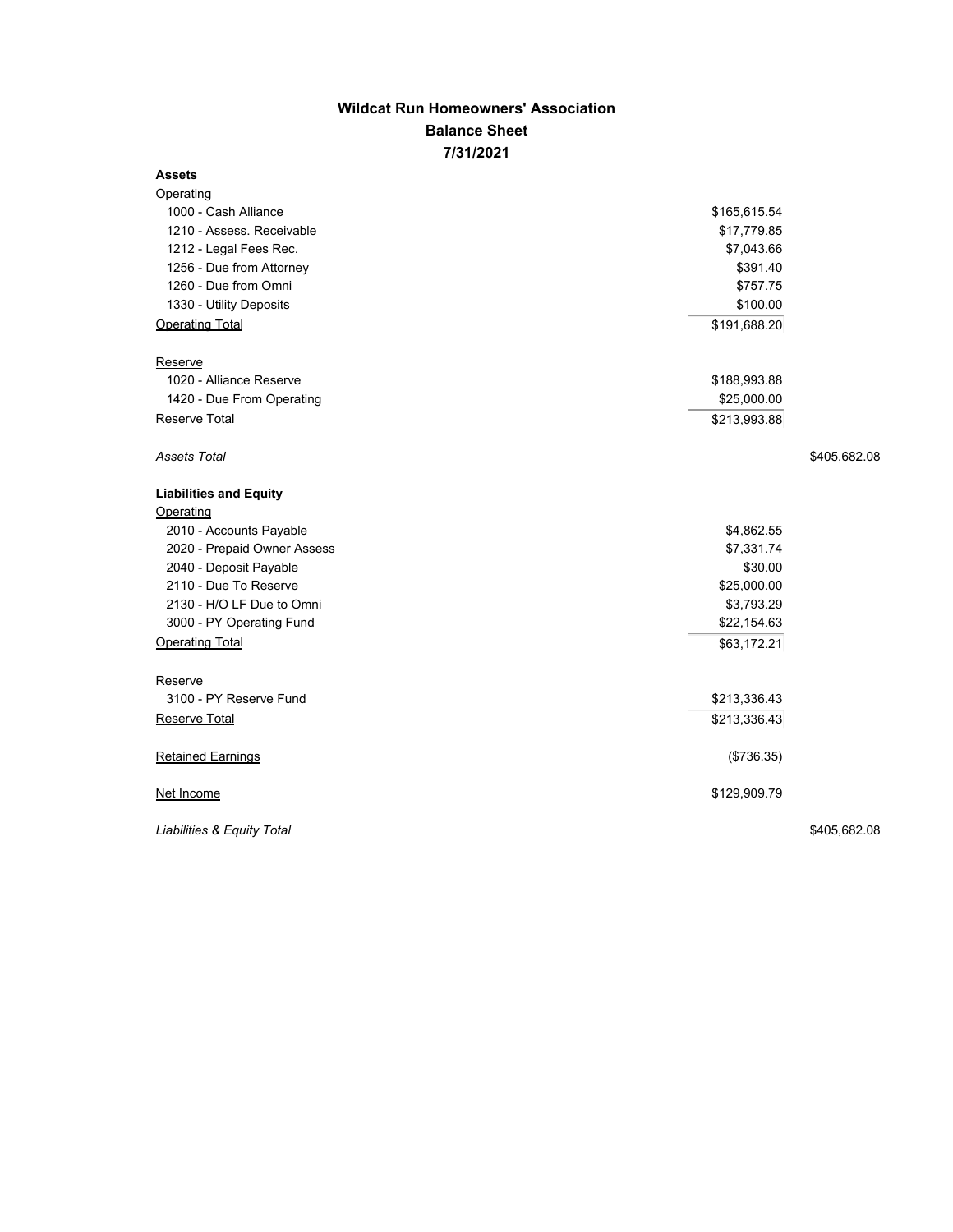# Wildcat Run Homeowners' Association

## Balance Sheet

### 7/31/2021

| | | |
|---|---|---|
| **Assets** | | |
| Operating | | |
| 1000 - Cash Alliance | $165,615.54 | |
| 1210 - Assess. Receivable | $17,779.85 | |
| 1212 - Legal Fees Rec. | $7,043.66 | |
| 1256 - Due from Attorney | $391.40 | |
| 1260 - Due from Omni | $757.75 | |
| 1330 - Utility Deposits | $100.00 | |
| Operating Total | $191,688.20 | |
| Reserve | | |
| 1020 - Alliance Reserve | $188,993.88 | |
| 1420 - Due From Operating | $25,000.00 | |
| Reserve Total | $213,993.88 | |
| *Assets Total* | | $405,682.08 |
| **Liabilities and Equity** | | |
| Operating | | |
| 2010 - Accounts Payable | $4,862.55 | |
| 2020 - Prepaid Owner Assess | $7,331.74 | |
| 2040 - Deposit Payable | $30.00 | |
| 2110 - Due To Reserve | $25,000.00 | |
| 2130 - H/O LF Due to Omni | $3,793.29 | |
| 3000 - PY Operating Fund | $22,154.63 | |
| Operating Total | $63,172.21 | |
| Reserve | | |
| 3100 - PY Reserve Fund | $213,336.43 | |
| Reserve Total | $213,336.43 | |
| Retained Earnings | ($736.35) | |
| Net Income | $129,909.79 | |
| *Liabilities & Equity Total* | | $405,682.08 |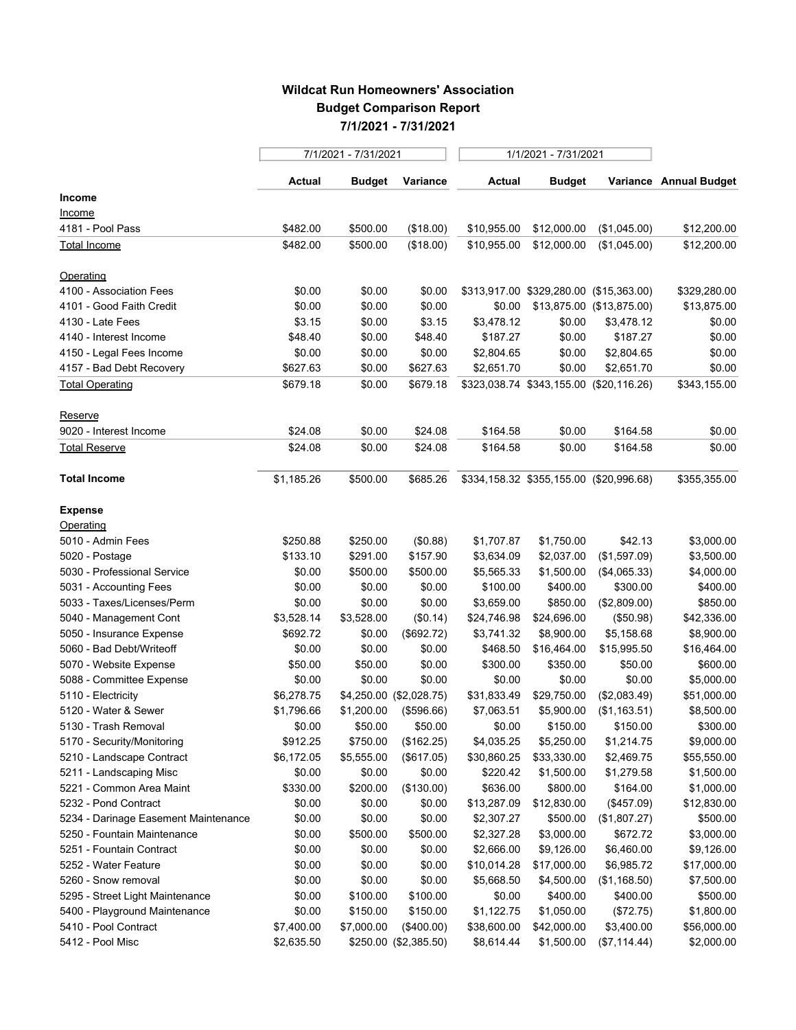## Wildcat Run Homeowners' Association
## Budget Comparison Report
## 7/1/2021 - 7/31/2021

| | 7/1/2021 - 7/31/2021 | | | 1/1/2021 - 7/31/2021 | | | |
|---|---|---|---|---|---|---|---|
| | **Actual** | **Budget** | **Variance** | **Actual** | **Budget** | **Variance** | **Annual Budget** |
| **Income** | | | | | | | |
| Income | | | | | | | |
| 4181 - Pool Pass | $482.00 | $500.00 | ($18.00) | $10,955.00 | $12,000.00 | ($1,045.00) | $12,200.00 |
| Total Income | $482.00 | $500.00 | ($18.00) | $10,955.00 | $12,000.00 | ($1,045.00) | $12,200.00 |
| Operating | | | | | | | |
| 4100 - Association Fees | $0.00 | $0.00 | $0.00 | $313,917.00 | $329,280.00 | ($15,363.00) | $329,280.00 |
| 4101 - Good Faith Credit | $0.00 | $0.00 | $0.00 | $0.00 | $13,875.00 | ($13,875.00) | $13,875.00 |
| 4130 - Late Fees | $3.15 | $0.00 | $3.15 | $3,478.12 | $0.00 | $3,478.12 | $0.00 |
| 4140 - Interest Income | $48.40 | $0.00 | $48.40 | $187.27 | $0.00 | $187.27 | $0.00 |
| 4150 - Legal Fees Income | $0.00 | $0.00 | $0.00 | $2,804.65 | $0.00 | $2,804.65 | $0.00 |
| 4157 - Bad Debt Recovery | $627.63 | $0.00 | $627.63 | $2,651.70 | $0.00 | $2,651.70 | $0.00 |
| Total Operating | $679.18 | $0.00 | $679.18 | $323,038.74 | $343,155.00 | ($20,116.26) | $343,155.00 |
| Reserve | | | | | | | |
| 9020 - Interest Income | $24.08 | $0.00 | $24.08 | $164.58 | $0.00 | $164.58 | $0.00 |
| Total Reserve | $24.08 | $0.00 | $24.08 | $164.58 | $0.00 | $164.58 | $0.00 |
| **Total Income** | $1,185.26 | $500.00 | $685.26 | $334,158.32 | $355,155.00 | ($20,996.68) | $355,355.00 |
| **Expense** | | | | | | | |
| Operating | | | | | | | |
| 5010 - Admin Fees | $250.88 | $250.00 | ($0.88) | $1,707.87 | $1,750.00 | $42.13 | $3,000.00 |
| 5020 - Postage | $133.10 | $291.00 | $157.90 | $3,634.09 | $2,037.00 | ($1,597.09) | $3,500.00 |
| 5030 - Professional Service | $0.00 | $500.00 | $500.00 | $5,565.33 | $1,500.00 | ($4,065.33) | $4,000.00 |
| 5031 - Accounting Fees | $0.00 | $0.00 | $0.00 | $100.00 | $400.00 | $300.00 | $400.00 |
| 5033 - Taxes/Licenses/Perm | $0.00 | $0.00 | $0.00 | $3,659.00 | $850.00 | ($2,809.00) | $850.00 |
| 5040 - Management Cont | $3,528.14 | $3,528.00 | ($0.14) | $24,746.98 | $24,696.00 | ($50.98) | $42,336.00 |
| 5050 - Insurance Expense | $692.72 | $0.00 | ($692.72) | $3,741.32 | $8,900.00 | $5,158.68 | $8,900.00 |
| 5060 - Bad Debt/Writeoff | $0.00 | $0.00 | $0.00 | $468.50 | $16,464.00 | $15,995.50 | $16,464.00 |
| 5070 - Website Expense | $50.00 | $50.00 | $0.00 | $300.00 | $350.00 | $50.00 | $600.00 |
| 5088 - Committee Expense | $0.00 | $0.00 | $0.00 | $0.00 | $0.00 | $0.00 | $5,000.00 |
| 5110 - Electricity | $6,278.75 | $4,250.00 | ($2,028.75) | $31,833.49 | $29,750.00 | ($2,083.49) | $51,000.00 |
| 5120 - Water & Sewer | $1,796.66 | $1,200.00 | ($596.66) | $7,063.51 | $5,900.00 | ($1,163.51) | $8,500.00 |
| 5130 - Trash Removal | $0.00 | $50.00 | $50.00 | $0.00 | $150.00 | $150.00 | $300.00 |
| 5170 - Security/Monitoring | $912.25 | $750.00 | ($162.25) | $4,035.25 | $5,250.00 | $1,214.75 | $9,000.00 |
| 5210 - Landscape Contract | $6,172.05 | $5,555.00 | ($617.05) | $30,860.25 | $33,330.00 | $2,469.75 | $55,550.00 |
| 5211 - Landscaping Misc | $0.00 | $0.00 | $0.00 | $220.42 | $1,500.00 | $1,279.58 | $1,500.00 |
| 5221 - Common Area Maint | $330.00 | $200.00 | ($130.00) | $636.00 | $800.00 | $164.00 | $1,000.00 |
| 5232 - Pond Contract | $0.00 | $0.00 | $0.00 | $13,287.09 | $12,830.00 | ($457.09) | $12,830.00 |
| 5234 - Darinage Easement Maintenance | $0.00 | $0.00 | $0.00 | $2,307.27 | $500.00 | ($1,807.27) | $500.00 |
| 5250 - Fountain Maintenance | $0.00 | $500.00 | $500.00 | $2,327.28 | $3,000.00 | $672.72 | $3,000.00 |
| 5251 - Fountain Contract | $0.00 | $0.00 | $0.00 | $2,666.00 | $9,126.00 | $6,460.00 | $9,126.00 |
| 5252 - Water Feature | $0.00 | $0.00 | $0.00 | $10,014.28 | $17,000.00 | $6,985.72 | $17,000.00 |
| 5260 - Snow removal | $0.00 | $0.00 | $0.00 | $5,668.50 | $4,500.00 | ($1,168.50) | $7,500.00 |
| 5295 - Street Light Maintenance | $0.00 | $100.00 | $100.00 | $0.00 | $400.00 | $400.00 | $500.00 |
| 5400 - Playground Maintenance | $0.00 | $150.00 | $150.00 | $1,122.75 | $1,050.00 | ($72.75) | $1,800.00 |
| 5410 - Pool Contract | $7,400.00 | $7,000.00 | ($400.00) | $38,600.00 | $42,000.00 | $3,400.00 | $56,000.00 |
| 5412 - Pool Misc | $2,635.50 | $250.00 | ($2,385.50) | $8,614.44 | $1,500.00 | ($7,114.44) | $2,000.00 |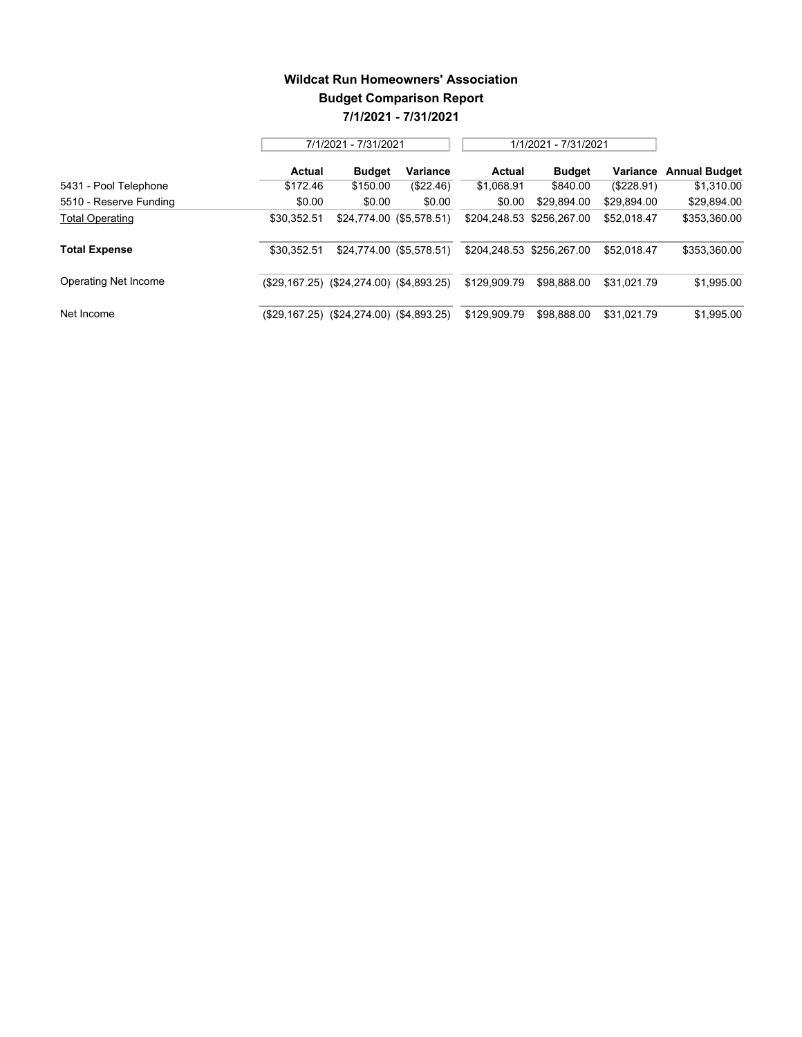**Wildcat Run Homeowners' Association**
**Budget Comparison Report**
**7/1/2021 - 7/31/2021**

| | 7/1/2021 - 7/31/2021 | | | 1/1/2021 - 7/31/2021 | | | |
|---|---|---|---|---|---|---|---|
| | **Actual** | **Budget** | **Variance** | **Actual** | **Budget** | **Variance** | **Annual Budget** |
| 5431 - Pool Telephone | $172.46 | $150.00 | ($22.46) | $1,068.91 | $840.00 | ($228.91) | $1,310.00 |
| 5510 - Reserve Funding | $0.00 | $0.00 | $0.00 | $0.00 | $29,894.00 | $29,894.00 | $29,894.00 |
| Total Operating | $30,352.51 | $24,774.00 | ($5,578.51) | $204,248.53 | $256,267.00 | $52,018.47 | $353,360.00 |
| **Total Expense** | $30,352.51 | $24,774.00 | ($5,578.51) | $204,248.53 | $256,267.00 | $52,018.47 | $353,360.00 |
| Operating Net Income | ($29,167.25) | ($24,274.00) | ($4,893.25) | $129,909.79 | $98,888.00 | $31,021.79 | $1,995.00 |
| Net Income | ($29,167.25) | ($24,274.00) | ($4,893.25) | $129,909.79 | $98,888.00 | $31,021.79 | $1,995.00 |